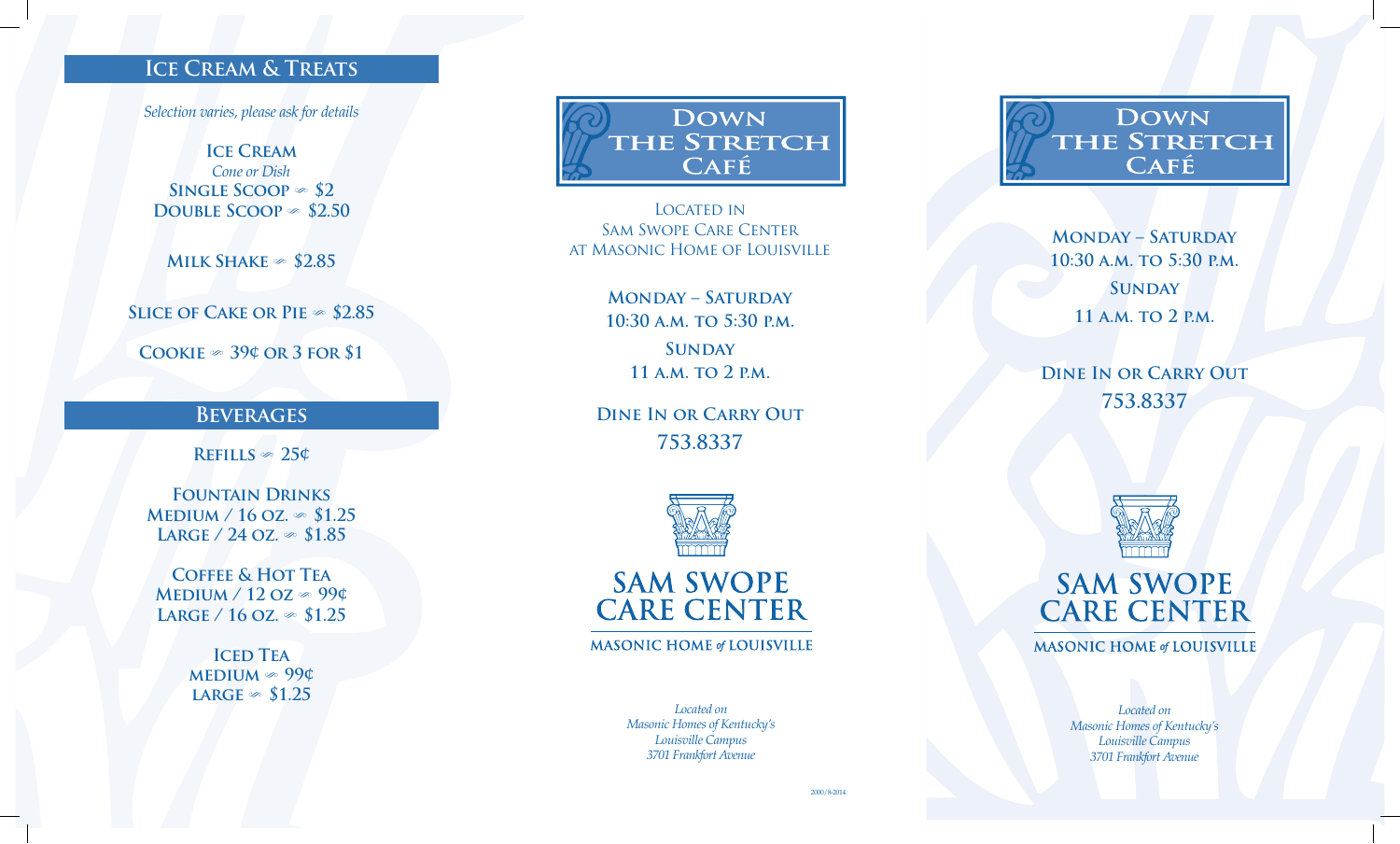## Ice Cream & Treats

*Selection varies, please ask for details*

**Ice Cream**
*Cone or Dish*
**Single Scoop** ✑ $2
**Double Scoop** ✑ $2.50

**Milk Shake** ✑ $2.85

**Slice of Cake or Pie** ✑ $2.85

**Cookie** ✑ 39¢ or 3 for $1

## Beverages

**Refills** ✑ 25¢

**Fountain Drinks**
**Medium / 16 oz.** ✑ $1.25
**Large / 24 oz.** ✑ $1.85

**Coffee & Hot Tea**
**Medium / 12 oz** ✑ 99¢
**Large / 16 oz.** ✑ $1.25

**Iced Tea**
**Medium** ✑ 99¢
**Large** ✑ $1.25

# Down the Stretch Café

Located in
Sam Swope Care Center
at Masonic Home of Louisville

**Monday – Saturday**
**10:30 a.m. to 5:30 p.m.**

**Sunday**
**11 a.m. to 2 p.m.**

**Dine In or Carry Out**
753.8337

**SAM SWOPE CARE CENTER**
**MASONIC HOME of LOUISVILLE**

*Located on*
*Masonic Homes of Kentucky's*
*Louisville Campus*
*3701 Frankfort Avenue*

2000/8-2014

# Down the Stretch Café

**Monday – Saturday**
**10:30 a.m. to 5:30 p.m.**

**Sunday**
**11 a.m. to 2 p.m.**

**Dine In or Carry Out**
753.8337

**SAM SWOPE CARE CENTER**
**MASONIC HOME of LOUISVILLE**

*Located on*
*Masonic Homes of Kentucky's*
*Louisville Campus*
*3701 Frankfort Avenue*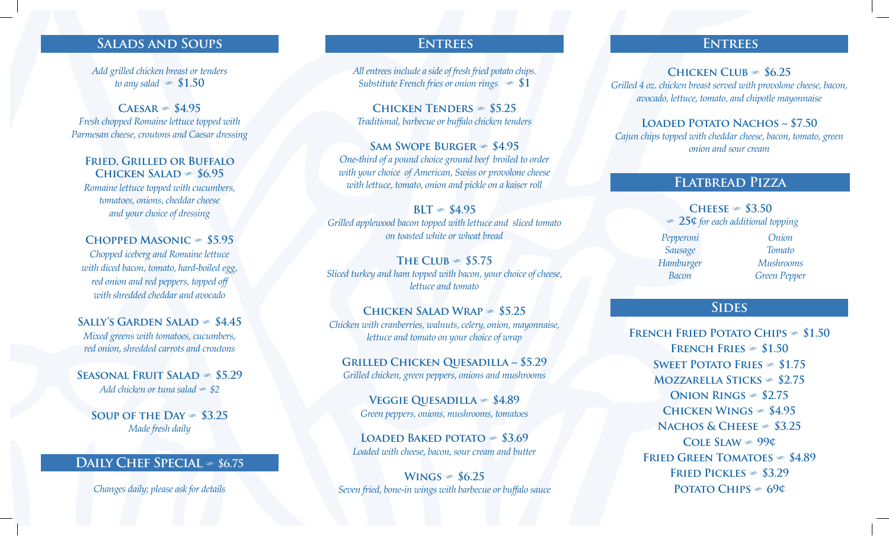## Salads and Soups

*Add grilled chicken breast or tenders to any salad* ~ $1.50

**Caesar** ~ $4.95
*Fresh chopped Romaine lettuce topped with Parmesan cheese, croutons and Caesar dressing*

**Fried, Grilled or Buffalo Chicken Salad** ~ $6.95
*Romaine lettuce topped with cucumbers, tomatoes, onions, cheddar cheese and your choice of dressing*

**Chopped Masonic** ~ $5.95
*Chopped iceberg and Romaine lettuce with diced bacon, tomato, hard-boiled egg, red onion and red peppers, topped off with shredded cheddar and avocado*

**Sally's Garden Salad** ~ $4.45
*Mixed greens with tomatoes, cucumbers, red onion, shredded carrots and croutons*

**Seasonal Fruit Salad** ~ $5.29
*Add chicken or tuna salad ~ $2*

**Soup of the Day** ~ $3.25
*Made fresh daily*

## Daily Chef Special ~ $6.75

*Changes daily; please ask for details*

## Entrees

*All entrees include a side of fresh fried potato chips. Substitute French fries or onion rings* ~ $1

**Chicken Tenders** ~ $5.25
*Traditional, barbecue or buffalo chicken tenders*

**Sam Swope Burger** ~ $4.95
*One-third of a pound choice ground beef broiled to order with your choice of American, Swiss or provolone cheese with lettuce, tomato, onion and pickle on a kaiser roll*

**BLT** ~ $4.95
*Grilled applewood bacon topped with lettuce and sliced tomato on toasted white or wheat bread*

**The Club** ~ $5.75
*Sliced turkey and ham topped with bacon, your choice of cheese, lettuce and tomato*

**Chicken Salad Wrap** ~ $5.25
*Chicken with cranberries, walnuts, celery, onion, mayonnaise, lettuce and tomato on your choice of wrap*

**Grilled Chicken Quesadilla** ~ $5.29
*Grilled chicken, green peppers, onions and mushrooms*

**Veggie Quesadilla** ~ $4.89
*Green peppers, onions, mushrooms, tomatoes*

**Loaded Baked Potato** ~ $3.69
*Loaded with cheese, bacon, sour cream and butter*

**Wings** ~ $6.25
*Seven fried, bone-in wings with barbecue or buffalo sauce*

## Entrees

**Chicken Club** ~ $6.25
*Grilled 4 oz. chicken breast served with provolone cheese, bacon, avocado, lettuce, tomato, and chipotle mayonnaise*

**Loaded Potato Nachos** ~ $7.50
*Cajun chips topped with cheddar cheese, bacon, tomato, green onion and sour cream*

## Flatbread Pizza

**Cheese** ~ $3.50
~ 25¢ *for each additional topping*

*Pepperoni*
*Sausage*
*Hamburger*
*Bacon*
*Onion*
*Tomato*
*Mushrooms*
*Green Pepper*

## Sides

**French Fried Potato Chips** ~ $1.50
**French Fries** ~ $1.50
**Sweet Potato Fries** ~ $1.75
**Mozzarella Sticks** ~ $2.75
**Onion Rings** ~ $2.75
**Chicken Wings** ~ $4.95
**Nachos & Cheese** ~ $3.25
**Cole Slaw** ~ 99¢
**Fried Green Tomatoes** ~ $4.89
**Fried Pickles** ~ $3.29
**Potato Chips** ~ 69¢